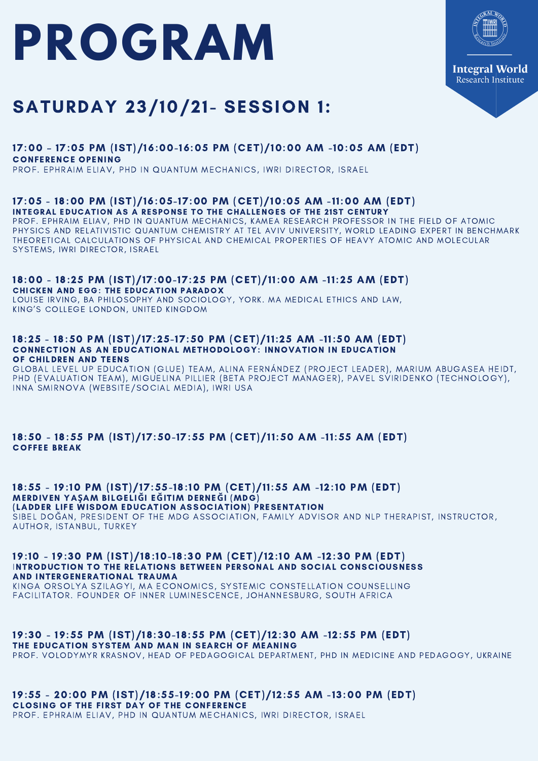# PROGRAM

Integral World Research Institute

## SATURDAY 23/10/21- SESSION 1:

### 17:00 - 17:05 PM (IST)/16:00-16:05 PM (CET)/10:00 AM -10:05 AM (EDT)

**CONFERENCE OPENING**

PROF. EPHRAIM ELIAV, PHD IN QUANTUM MECHANICS, IWRI DIRECTOR, ISRAEL

### 17:05 - 18:00 PM (IST)/16:05-17:00 PM (CET)/10:05 AM -11:00 AM (EDT)

**INTEGRAL EDUCATION AS A RESPONSE TO THE CHALLENGES OF THE 21ST CENTURY**

PROF. EPHRAIM ELIAV, PHD IN QUANTUM MECHANICS, KAMEA RESEARCH PROFESSOR IN THE FIELD OF ATOMIC PHYSICS AND RELATIVISTIC QUANTUM CHEMISTRY AT TEL AVIV UNIVERSITY, WORLD LEADING EXPERT IN BENCHMARK THEORETICAL CALCULATIONS OF PHYSICAL AND CHEMICAL PROPERTIES OF HEAVY ATOMIC AND MOLECULAR SYSTEMS, IWRI DIRECTOR, ISRAEL

### 18:00 - 18:25 PM (IST)/17:00-17:25 PM (CET)/11:00 AM -11:25 AM (EDT)

**CHICKEN AND EGG: THE EDUCATION PARADOX**

LOUISE IRVING, BA PHILOSOPHY AND SOCIOLOGY, YORK. MA MEDICAL ETHICS AND LAW, KING'S COLLEGE LONDON, UNITED KINGDOM

### 18:25 - 18:50 PM (IST)/17:25-17:50 PM (CET)/11:25 AM -11:50 AM (EDT)

**CONNECTION AS AN EDUCATIONAL METHODOLOGY: INNOVATION IN EDUCATION OF CHILDREN AND TEENS**

GLOBAL LEVEL UP EDUCATION (GLUE) TEAM, ALINA FERNÁNDEZ (PROJECT LEADER), MARIUM ABUGASEA HEIDT, PHD (EVALUATION TEAM), MIGUELINA PILLIER (BETA PROJECT MANAGER), PAVEL SVIRIDENKO (TECHNOLOGY), INNA SMIRNOVA (WEBSITE/SOCIAL MEDIA), IWRI USA

### 18:50 - 18:55 PM (IST)/17:50-17:55 PM (CET)/11:50 AM -11:55 AM (EDT)

**COFFEE BREAK**

### 18:55 - 19:10 PM (IST)/17:55-18:10 PM (CET)/11:55 AM -12:10 PM (EDT)

**MERDIVEN YAŞAM BILGELIĞI EĞITIM DERNEĞI (MDG) (LADDER LIFE WISDOM EDUCATION ASSOCIATION) PRESENTATION**

SIBEL DOĞAN, PRESIDENT OF THE MDG ASSOCIATION, FAMILY ADVISOR AND NLP THERAPIST, INSTRUCTOR, AUTHOR, ISTANBUL, TURKEY

### 19:10 - 19:30 PM (IST)/18:10-18:30 PM (CET)/12:10 AM -12:30 PM (EDT)

**INTRODUCTION TO THE RELATIONS BETWEEN PERSONAL AND SOCIAL CONSCIOUSNESS AND INTERGENERATIONAL TRAUMA**

KINGA ORSOLYA SZILAGYI, MA ECONOMICS, SYSTEMIC CONSTELLATION COUNSELLING FACILITATOR. FOUNDER OF INNER LUMINESCENCE, JOHANNESBURG, SOUTH AFRICA

### 19:30 - 19:55 PM (IST)/18:30-18:55 PM (CET)/12:30 AM -12:55 PM (EDT)

**THE EDUCATION SYSTEM AND MAN IN SEARCH OF MEANING**

PROF. VOLODYMYR KRASNOV, HEAD OF PEDAGOGICAL DEPARTMENT, PHD IN MEDICINE AND PEDAGOGY, UKRAINE

### 19:55 - 20:00 PM (IST)/18:55-19:00 PM (CET)/12:55 AM -13:00 PM (EDT)

**CLOSING OF THE FIRST DAY OF THE CONFERENCE**

PROF. EPHRAIM ELIAV, PHD IN QUANTUM MECHANICS, IWRI DIRECTOR, ISRAEL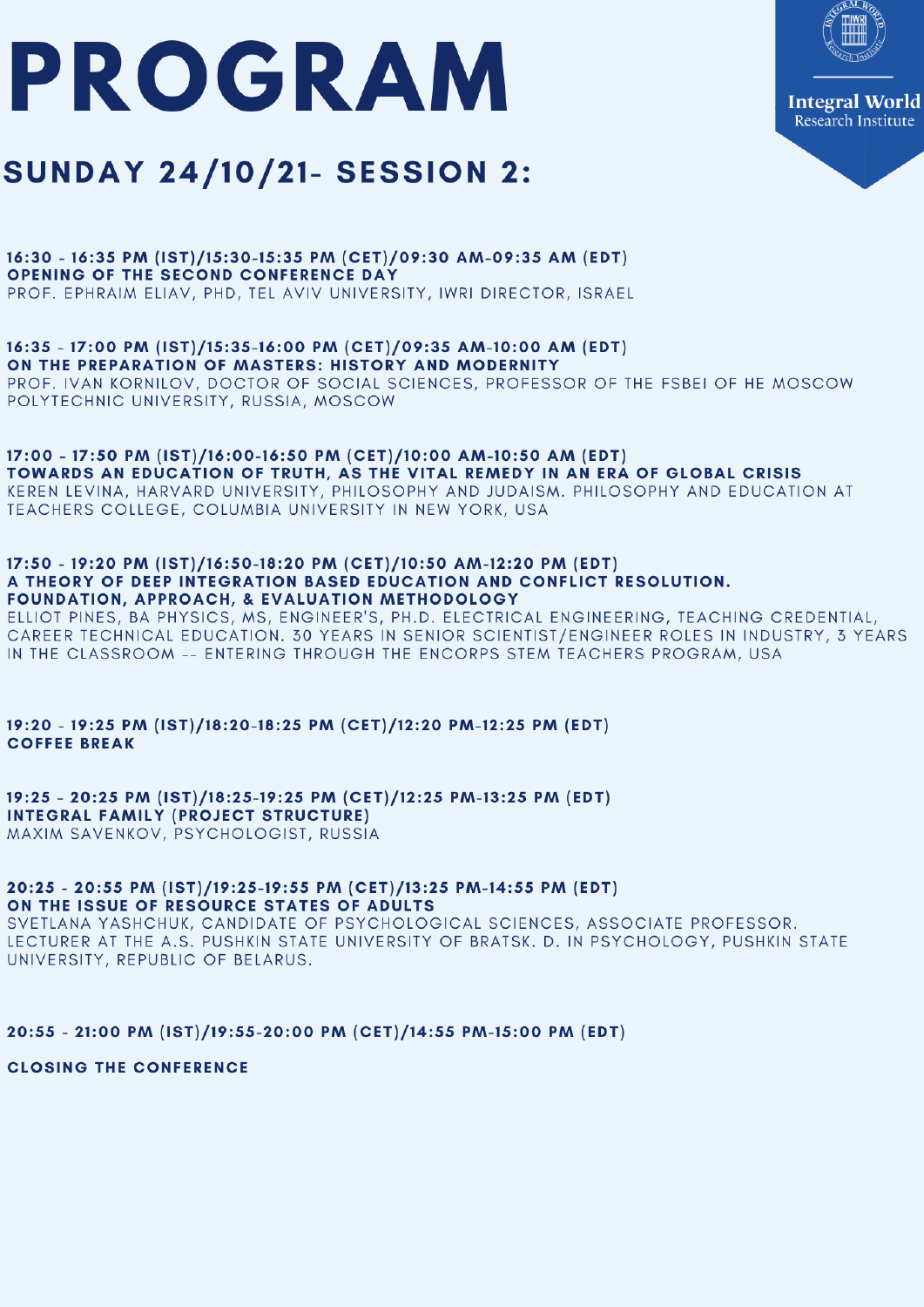# PROGRAM

Integral World Research Institute

## SUNDAY 24/10/21- SESSION 2:

**16:30 - 16:35 PM (IST)/15:30-15:35 PM (CET)/09:30 AM-09:35 AM (EDT)**
**OPENING OF THE SECOND CONFERENCE DAY**
PROF. EPHRAIM ELIAV, PHD, TEL AVIV UNIVERSITY, IWRI DIRECTOR, ISRAEL

**16:35 - 17:00 PM (IST)/15:35-16:00 PM (CET)/09:35 AM-10:00 AM (EDT)**
**ON THE PREPARATION OF MASTERS: HISTORY AND MODERNITY**
PROF. IVAN KORNILOV, DOCTOR OF SOCIAL SCIENCES, PROFESSOR OF THE FSBEI OF HE MOSCOW POLYTECHNIC UNIVERSITY, RUSSIA, MOSCOW

**17:00 - 17:50 PM (IST)/16:00-16:50 PM (CET)/10:00 AM-10:50 AM (EDT)**
**TOWARDS AN EDUCATION OF TRUTH, AS THE VITAL REMEDY IN AN ERA OF GLOBAL CRISIS**
KEREN LEVINA, HARVARD UNIVERSITY, PHILOSOPHY AND JUDAISM. PHILOSOPHY AND EDUCATION AT TEACHERS COLLEGE, COLUMBIA UNIVERSITY IN NEW YORK, USA

**17:50 - 19:20 PM (IST)/16:50-18:20 PM (CET)/10:50 AM-12:20 PM (EDT)**
**A THEORY OF DEEP INTEGRATION BASED EDUCATION AND CONFLICT RESOLUTION. FOUNDATION, APPROACH, & EVALUATION METHODOLOGY**
ELLIOT PINES, BA PHYSICS, MS, ENGINEER'S, PH.D. ELECTRICAL ENGINEERING, TEACHING CREDENTIAL, CAREER TECHNICAL EDUCATION. 30 YEARS IN SENIOR SCIENTIST/ENGINEER ROLES IN INDUSTRY, 3 YEARS IN THE CLASSROOM -- ENTERING THROUGH THE ENCORPS STEM TEACHERS PROGRAM, USA

**19:20 - 19:25 PM (IST)/18:20-18:25 PM (CET)/12:20 PM-12:25 PM (EDT)**
**COFFEE BREAK**

**19:25 - 20:25 PM (IST)/18:25-19:25 PM (CET)/12:25 PM-13:25 PM (EDT)**
**INTEGRAL FAMILY (PROJECT STRUCTURE)**
MAXIM SAVENKOV, PSYCHOLOGIST, RUSSIA

**20:25 - 20:55 PM (IST)/19:25-19:55 PM (CET)/13:25 PM-14:55 PM (EDT)**
**ON THE ISSUE OF RESOURCE STATES OF ADULTS**
SVETLANA YASHCHUK, CANDIDATE OF PSYCHOLOGICAL SCIENCES, ASSOCIATE PROFESSOR. LECTURER AT THE A.S. PUSHKIN STATE UNIVERSITY OF BRATSK. D. IN PSYCHOLOGY, PUSHKIN STATE UNIVERSITY, REPUBLIC OF BELARUS.

**20:55 - 21:00 PM (IST)/19:55-20:00 PM (CET)/14:55 PM-15:00 PM (EDT)**

**CLOSING THE CONFERENCE**